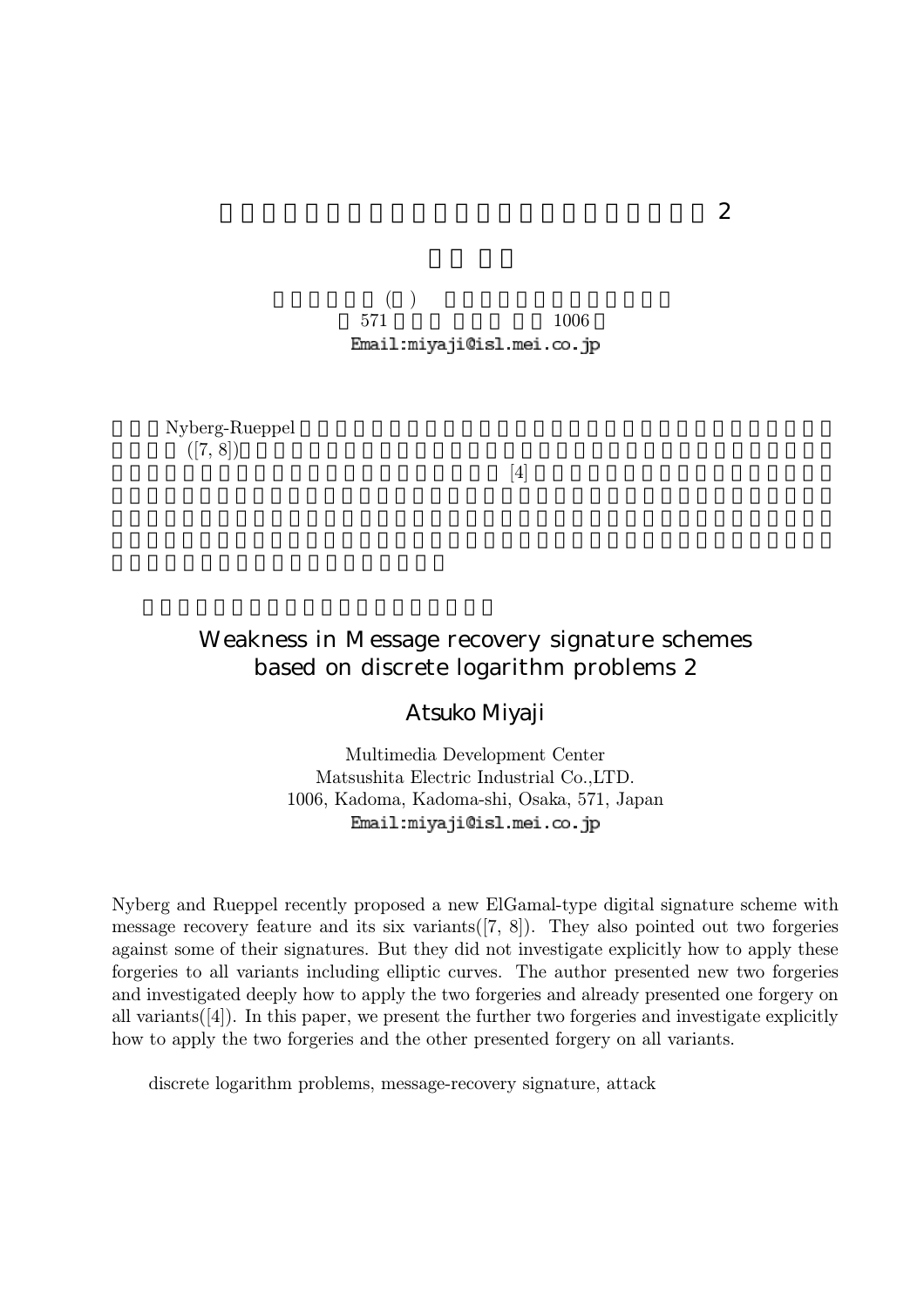# Weakness in Message recovery signature schemes based on discrete logarithm problems 2

## Atsuko Miyaji

Multimedia Development Center
Matsushita Electric Industrial Co.,LTD.
1006, Kadoma, Kadoma-shi, Osaka, 571, Japan
Email:miyaji@isl.mei.co.jp

Nyberg and Rueppel recently proposed a new ElGamal-type digital signature scheme with message recovery feature and its six variants([7, 8]). They also pointed out two forgeries against some of their signatures. But they did not investigate explicitly how to apply these forgeries to all variants including elliptic curves. The author presented new two forgeries and investigated deeply how to apply the two forgeries and already presented one forgery on all variants([4]). In this paper, we present the further two forgeries and investigate explicitly how to apply the two forgeries and the other presented forgery on all variants.

discrete logarithm problems, message-recovery signature, attack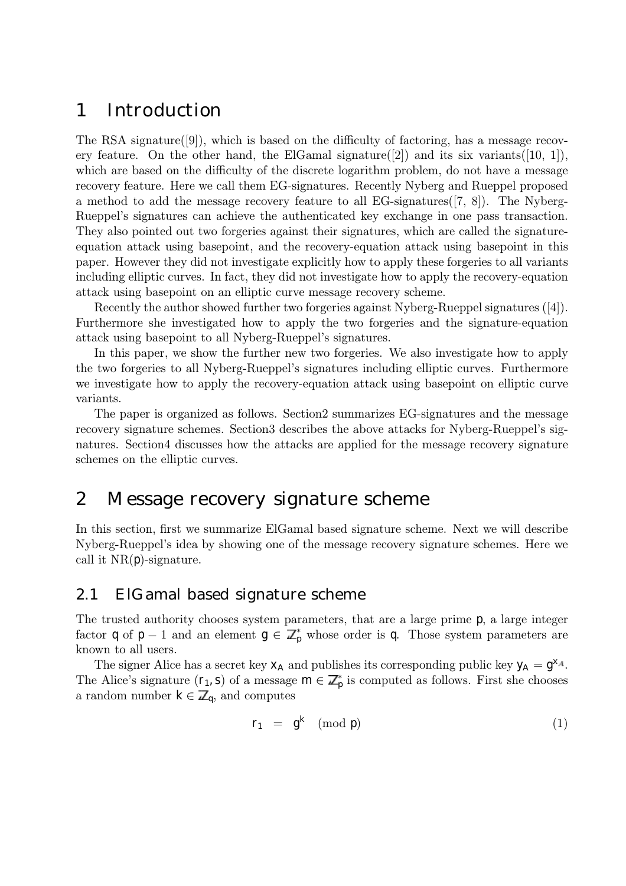# 1 Introduction

The RSA signature([9]), which is based on the difficulty of factoring, has a message recovery feature. On the other hand, the ElGamal signature([2]) and its six variants([10, 1]), which are based on the difficulty of the discrete logarithm problem, do not have a message recovery feature. Here we call them EG-signatures. Recently Nyberg and Rueppel proposed a method to add the message recovery feature to all EG-signatures([7, 8]). The Nyberg-Rueppel's signatures can achieve the authenticated key exchange in one pass transaction. They also pointed out two forgeries against their signatures, which are called the signature-equation attack using basepoint, and the recovery-equation attack using basepoint in this paper. However they did not investigate explicitly how to apply these forgeries to all variants including elliptic curves. In fact, they did not investigate how to apply the recovery-equation attack using basepoint on an elliptic curve message recovery scheme.

Recently the author showed further two forgeries against Nyberg-Rueppel signatures ([4]). Furthermore she investigated how to apply the two forgeries and the signature-equation attack using basepoint to all Nyberg-Rueppel's signatures.

In this paper, we show the further new two forgeries. We also investigate how to apply the two forgeries to all Nyberg-Rueppel's signatures including elliptic curves. Furthermore we investigate how to apply the recovery-equation attack using basepoint on elliptic curve variants.

The paper is organized as follows. Section2 summarizes EG-signatures and the message recovery signature schemes. Section3 describes the above attacks for Nyberg-Rueppel's signatures. Section4 discusses how the attacks are applied for the message recovery signature schemes on the elliptic curves.

# 2 Message recovery signature scheme

In this section, first we summarize ElGamal based signature scheme. Next we will describe Nyberg-Rueppel's idea by showing one of the message recovery signature schemes. Here we call it NR($p$)-signature.

## 2.1 ElGamal based signature scheme

The trusted authority chooses system parameters, that are a large prime $p$, a large integer factor $q$ of $p-1$ and an element $g \in \mathbb{Z}_p^*$ whose order is $q$. Those system parameters are known to all users.

The signer Alice has a secret key $x_A$ and publishes its corresponding public key $y_A = g^{x_A}$. The Alice's signature $(r_1, s)$ of a message $m \in \mathbb{Z}_p^*$ is computed as follows. First she chooses a random number $k \in \mathbb{Z}_q$, and computes

$$r_1 = g^k \pmod{p} \tag{1}$$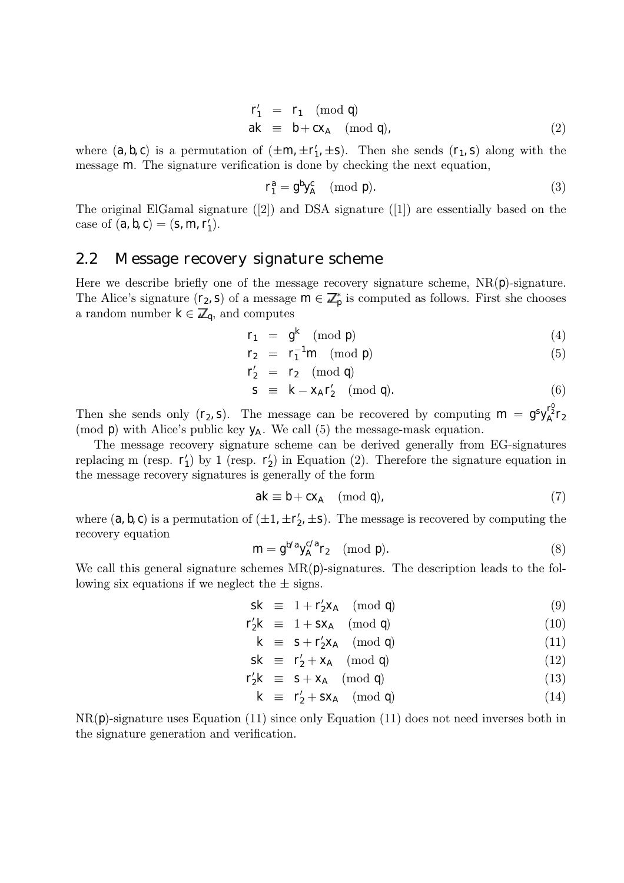$$
\begin{aligned}
r'_1 &= r_1 \pmod{q} \\
ak &\equiv b + cx_A \pmod{q}, 
\end{aligned}
\tag{2}
$$

where $(a, b, c)$ is a permutation of $(\pm m, \pm r'_1, \pm s)$. Then she sends $(r_1, s)$ along with the message $m$. The signature verification is done by checking the next equation,

$$
r_1^a = g^b y_A^c \pmod{p}. \tag{3}
$$

The original ElGamal signature ([2]) and DSA signature ([1]) are essentially based on the case of $(a, b, c) = (s, m, r'_1)$.

## 2.2 Message recovery signature scheme

Here we describe briefly one of the message recovery signature scheme, NR($p$)-signature. The Alice's signature $(r_2, s)$ of a message $m \in \mathbb{Z}_p^*$ is computed as follows. First she chooses a random number $k \in \mathbb{Z}_q$, and computes

$$
r_1 = g^k \pmod{p} \tag{4}
$$

$$
r_2 = r_1^{-1} m \pmod{p} \tag{5}
$$

$$
\begin{aligned}
r'_2 &= r_2 \pmod{q} \\
s &\equiv k - x_A r'_2 \pmod{q}.
\end{aligned}
\tag{6}
$$

Then she sends only $(r_2, s)$. The message can be recovered by computing $m = g^s y_A^{r_2^0} r_2 \pmod{p}$ with Alice's public key $y_A$. We call (5) the message-mask equation.

The message recovery signature scheme can be derived generally from EG-signatures replacing m (resp. $r'_1$) by 1 (resp. $r'_2$) in Equation (2). Therefore the signature equation in the message recovery signatures is generally of the form

$$
ak \equiv b + cx_A \pmod{q}, \tag{7}
$$

where $(a, b, c)$ is a permutation of $(\pm 1, \pm r'_2, \pm s)$. The message is recovered by computing the recovery equation

$$
m = g^{b/a} y_A^{c/a} r_2 \pmod{p}. \tag{8}
$$

We call this general signature schemes MR($p$)-signatures. The description leads to the following six equations if we neglect the $\pm$ signs.

$$
sk \equiv 1 + r'_2 x_A \pmod{q} \tag{9}
$$

$$
r'_2 k \equiv 1 + s x_A \pmod{q} \tag{10}
$$

$$
k \equiv s + r'_2 x_A \pmod{q} \tag{11}
$$

$$
sk \equiv r'_2 + x_A \pmod{q} \tag{12}
$$

$$
r'_2 k \equiv s + x_A \pmod{q} \tag{13}
$$

$$
k \equiv r'_2 + s x_A \pmod{q} \tag{14}
$$

NR($p$)-signature uses Equation (11) since only Equation (11) does not need inverses both in the signature generation and verification.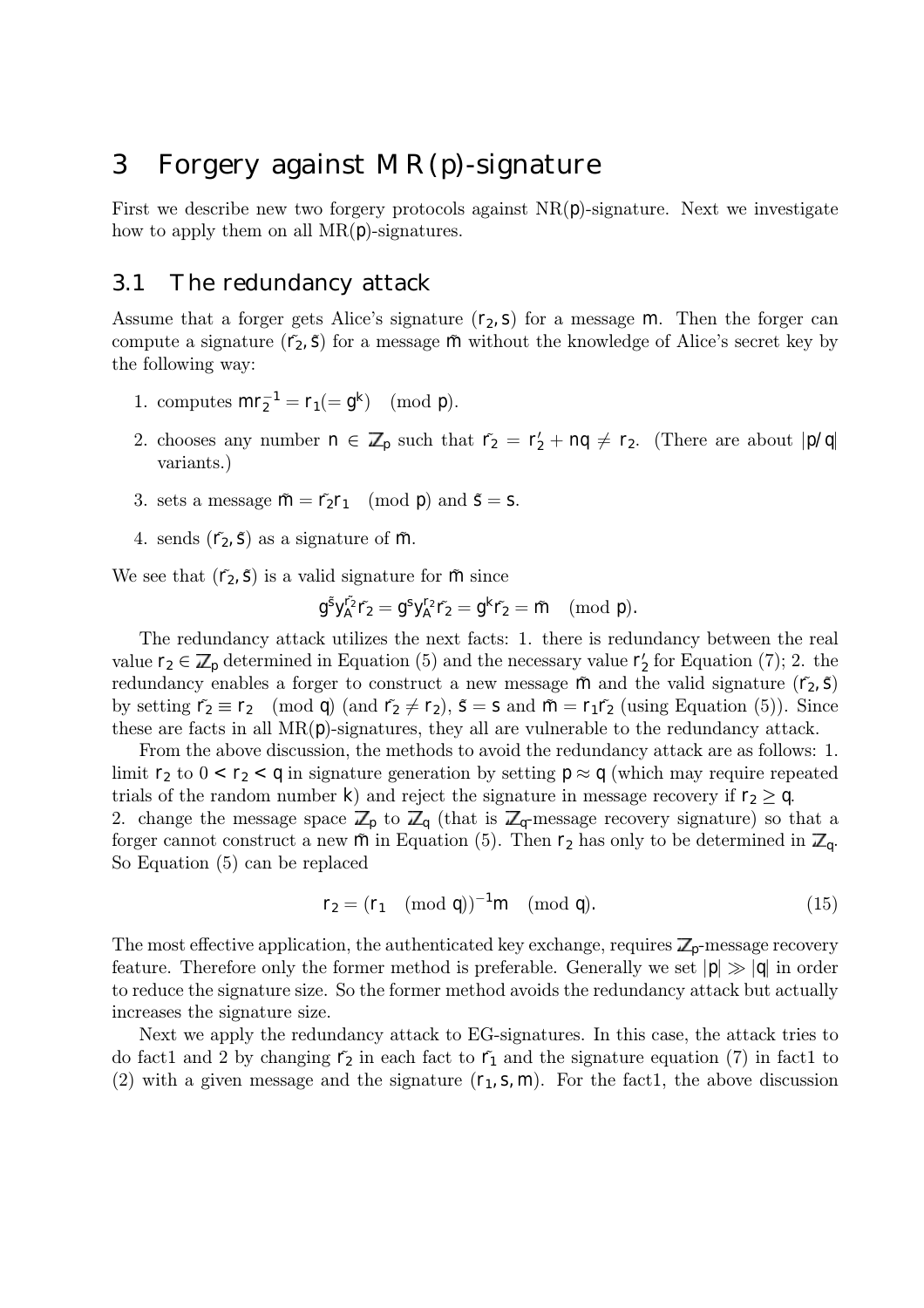# 3 Forgery against MR(p)-signature

First we describe new two forgery protocols against NR($p$)-signature. Next we investigate how to apply them on all MR($p$)-signatures.

## 3.1 The redundancy attack

Assume that a forger gets Alice's signature $(r_2, s)$ for a message $m$. Then the forger can compute a signature $(\tilde{r_2}, \tilde{s})$ for a message $\tilde{m}$ without the knowledge of Alice's secret key by the following way:

1. computes $mr_2^{-1} = r_1 (= g^k) \pmod{p}$.
2. chooses any number $n \in \mathbb{Z}_p$ such that $\tilde{r_2} = r_2' + nq \neq r_2$. (There are about $|p/q|$ variants.)
3. sets a message $\tilde{m} = \tilde{r_2} r_1 \pmod{p}$ and $\tilde{s} = s$.
4. sends $(\tilde{r_2}, \tilde{s})$ as a signature of $\tilde{m}$.

We see that $(\tilde{r_2}, \tilde{s})$ is a valid signature for $\tilde{m}$ since

$$g^{\tilde{s}} y_A^{\tilde{r_2}} \tilde{r_2} = g^s y_A^{r_2} \tilde{r_2} = g^k \tilde{r_2} = \tilde{m} \pmod{p}.$$

The redundancy attack utilizes the next facts: 1. there is redundancy between the real value $r_2 \in \mathbb{Z}_p$ determined in Equation (5) and the necessary value $r_2'$ for Equation (7); 2. the redundancy enables a forger to construct a new message $\tilde{m}$ and the valid signature $(\tilde{r_2}, \tilde{s})$ by setting $\tilde{r_2} \equiv r_2 \pmod{q}$ (and $\tilde{r_2} \neq r_2$), $\tilde{s} = s$ and $\tilde{m} = r_1 \tilde{r_2}$ (using Equation (5)). Since these are facts in all MR($p$)-signatures, they all are vulnerable to the redundancy attack.

From the above discussion, the methods to avoid the redundancy attack are as follows: 1. limit $r_2$ to $0 < r_2 < q$ in signature generation by setting $p \approx q$ (which may require repeated trials of the random number $k$) and reject the signature in message recovery if $r_2 \geq q$.
2. change the message space $\mathbb{Z}_p$ to $\mathbb{Z}_q$ (that is $\mathbb{Z}_q$-message recovery signature) so that a forger cannot construct a new $\tilde{m}$ in Equation (5). Then $r_2$ has only to be determined in $\mathbb{Z}_q$. So Equation (5) can be replaced

$$r_2 = (r_1 \pmod{q})^{-1} m \pmod{q}. \tag{15}$$

The most effective application, the authenticated key exchange, requires $\mathbb{Z}_p$-message recovery feature. Therefore only the former method is preferable. Generally we set $|p| \gg |q|$ in order to reduce the signature size. So the former method avoids the redundancy attack but actually increases the signature size.

Next we apply the redundancy attack to EG-signatures. In this case, the attack tries to do fact1 and 2 by changing $\tilde{r_2}$ in each fact to $\tilde{r_1}$ and the signature equation (7) in fact1 to (2) with a given message and the signature $(r_1, s, m)$. For the fact1, the above discussion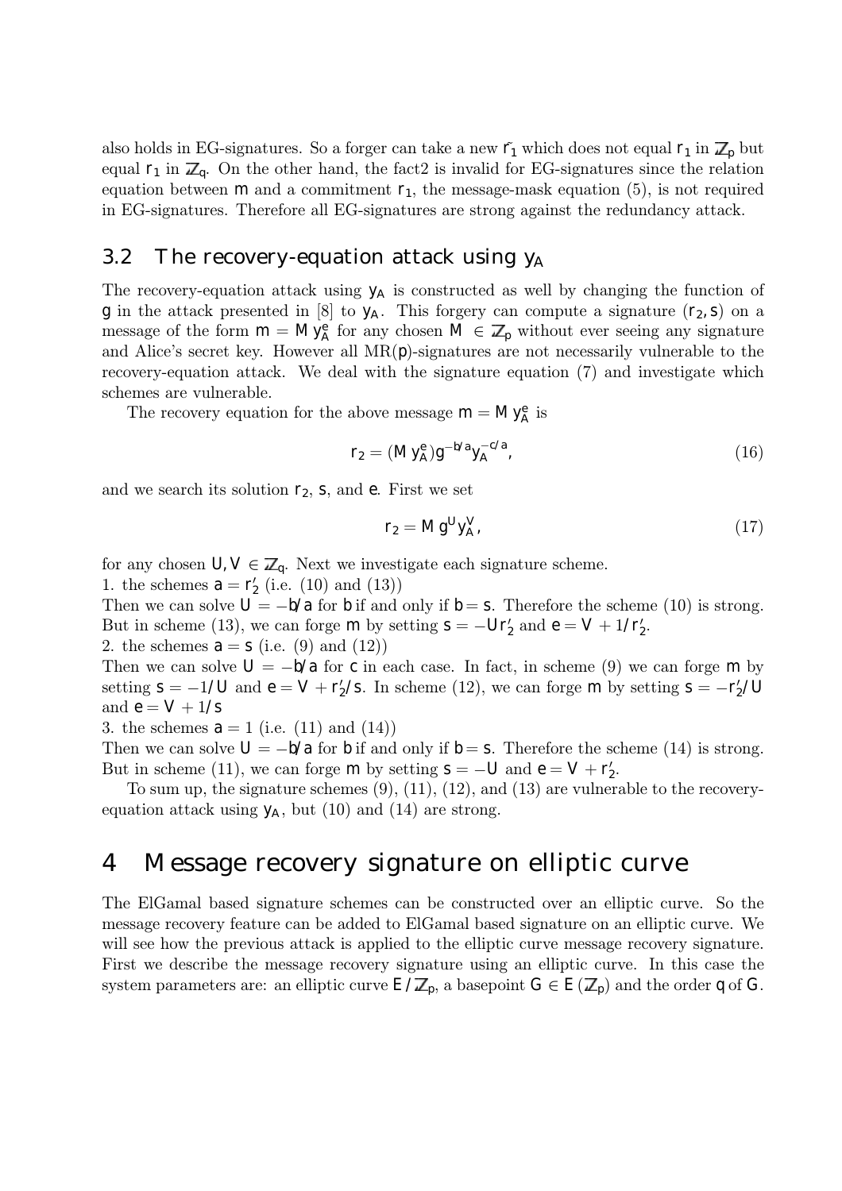also holds in EG-signatures. So a forger can take a new $\tilde{r}_1$ which does not equal $r_1$ in $\mathbb{Z}_p$ but equal $r_1$ in $\mathbb{Z}_q$. On the other hand, the fact2 is invalid for EG-signatures since the relation equation between $m$ and a commitment $r_1$, the message-mask equation (5), is not required in EG-signatures. Therefore all EG-signatures are strong against the redundancy attack.

## 3.2 The recovery-equation attack using $y_A$

The recovery-equation attack using $y_A$ is constructed as well by changing the function of $g$ in the attack presented in [8] to $y_A$. This forgery can compute a signature $(r_2, s)$ on a message of the form $m = M y_A^e$ for any chosen $M \in \mathbb{Z}_p$ without ever seeing any signature and Alice's secret key. However all MR($p$)-signatures are not necessarily vulnerable to the recovery-equation attack. We deal with the signature equation (7) and investigate which schemes are vulnerable.

The recovery equation for the above message $m = M y_A^e$ is

$$r_2 = (M y_A^e) g^{-b/a} y_A^{-c/a}, \tag{16}$$

and we search its solution $r_2$, $s$, and $e$. First we set

$$r_2 = M g^U y_A^V, \tag{17}$$

for any chosen $U, V \in \mathbb{Z}_q$. Next we investigate each signature scheme.

1. the schemes $a = r_2'$ (i.e. (10) and (13))

Then we can solve $U = -b/a$ for $b$ if and only if $b = s$. Therefore the scheme (10) is strong. But in scheme (13), we can forge $m$ by setting $s = -U r_2'$ and $e = V + 1/r_2'$.

2. the schemes $a = s$ (i.e. (9) and (12))

Then we can solve $U = -b/a$ for $c$ in each case. In fact, in scheme (9) we can forge $m$ by setting $s = -1/U$ and $e = V + r_2'/s$. In scheme (12), we can forge $m$ by setting $s = -r_2'/U$ and $e = V + 1/s$

3. the schemes $a = 1$ (i.e. (11) and (14))

Then we can solve $U = -b/a$ for $b$ if and only if $b = s$. Therefore the scheme (14) is strong. But in scheme (11), we can forge $m$ by setting $s = -U$ and $e = V + r_2'$.

To sum up, the signature schemes (9), (11), (12), and (13) are vulnerable to the recovery-equation attack using $y_A$, but (10) and (14) are strong.

# 4 Message recovery signature on elliptic curve

The ElGamal based signature schemes can be constructed over an elliptic curve. So the message recovery feature can be added to ElGamal based signature on an elliptic curve. We will see how the previous attack is applied to the elliptic curve message recovery signature. First we describe the message recovery signature using an elliptic curve. In this case the system parameters are: an elliptic curve $E/\mathbb{Z}_p$, a basepoint $G \in E(\mathbb{Z}_p)$ and the order $q$ of $G$.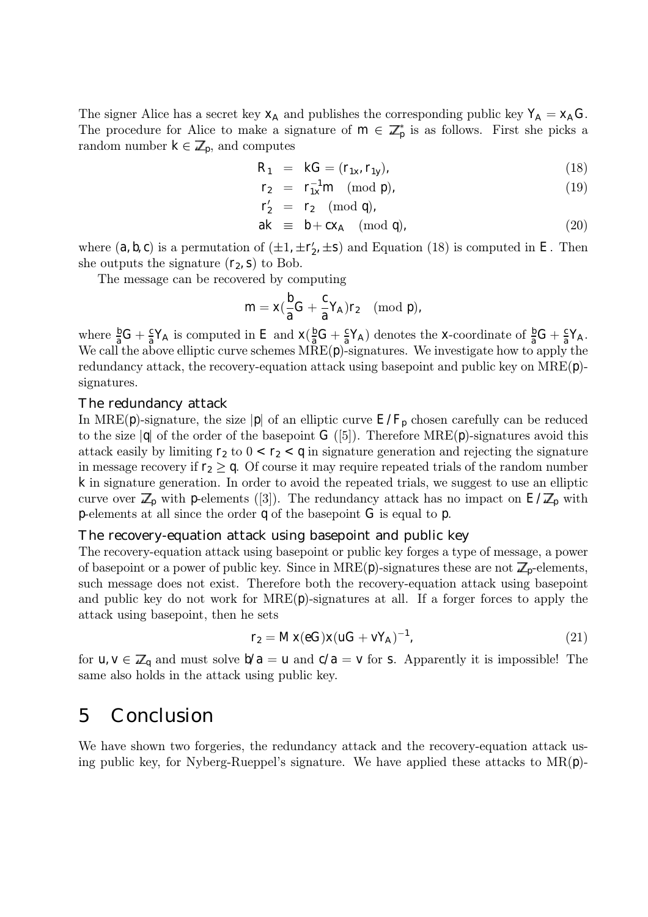The signer Alice has a secret key $x_A$ and publishes the corresponding public key $Y_A = x_A G$. The procedure for Alice to make a signature of $m \in \mathbb{Z}_p^*$ is as follows. First she picks a random number $k \in \mathbb{Z}_p$, and computes

$$
\begin{aligned}
R_1 &= kG = (r_{1x}, r_{1y}), & (18)\\
r_2 &= r_{1x}^{-1} m \pmod{p}, & (19)\\
r_2' &= r_2 \pmod{q}, & \\
ak &\equiv b + cx_A \pmod{q}, & (20)
\end{aligned}
$$

where $(a, b, c)$ is a permutation of $(\pm 1, \pm r_2', \pm s)$ and Equation (18) is computed in $E$. Then she outputs the signature $(r_2, s)$ to Bob.

The message can be recovered by computing

$$
m = x\left(\frac{b}{a}G + \frac{c}{a}Y_A\right) r_2 \pmod{p},
$$

where $\frac{b}{a}G + \frac{c}{a}Y_A$ is computed in $E$ and $x(\frac{b}{a}G + \frac{c}{a}Y_A)$ denotes the $x$-coordinate of $\frac{b}{a}G + \frac{c}{a}Y_A$. We call the above elliptic curve schemes MRE($p$)-signatures. We investigate how to apply the redundancy attack, the recovery-equation attack using basepoint and public key on MRE($p$)-signatures.

### The redundancy attack

In MRE($p$)-signature, the size $|p|$ of an elliptic curve $E/F_p$ chosen carefully can be reduced to the size $|q|$ of the order of the basepoint $G$ ([5]). Therefore MRE($p$)-signatures avoid this attack easily by limiting $r_2$ to $0 < r_2 < q$ in signature generation and rejecting the signature in message recovery if $r_2 \geq q$. Of course it may require repeated trials of the random number $k$ in signature generation. In order to avoid the repeated trials, we suggest to use an elliptic curve over $\mathbb{Z}_p$ with $p$-elements ([3]). The redundancy attack has no impact on $E/\mathbb{Z}_p$ with $p$-elements at all since the order $q$ of the basepoint $G$ is equal to $p$.

### The recovery-equation attack using basepoint and public key

The recovery-equation attack using basepoint or public key forges a type of message, a power of basepoint or a power of public key. Since in MRE($p$)-signatures these are not $\mathbb{Z}_p$-elements, such message does not exist. Therefore both the recovery-equation attack using basepoint and public key do not work for MRE($p$)-signatures at all. If a forger forces to apply the attack using basepoint, then he sets

$$
r_2 = M\, x(eG) x(uG + vY_A)^{-1}, \tag{21}
$$

for $u, v \in \mathbb{Z}_q$ and must solve $b/a = u$ and $c/a = v$ for $s$. Apparently it is impossible! The same also holds in the attack using public key.

## 5 Conclusion

We have shown two forgeries, the redundancy attack and the recovery-equation attack using public key, for Nyberg-Rueppel's signature. We have applied these attacks to MR($p$)-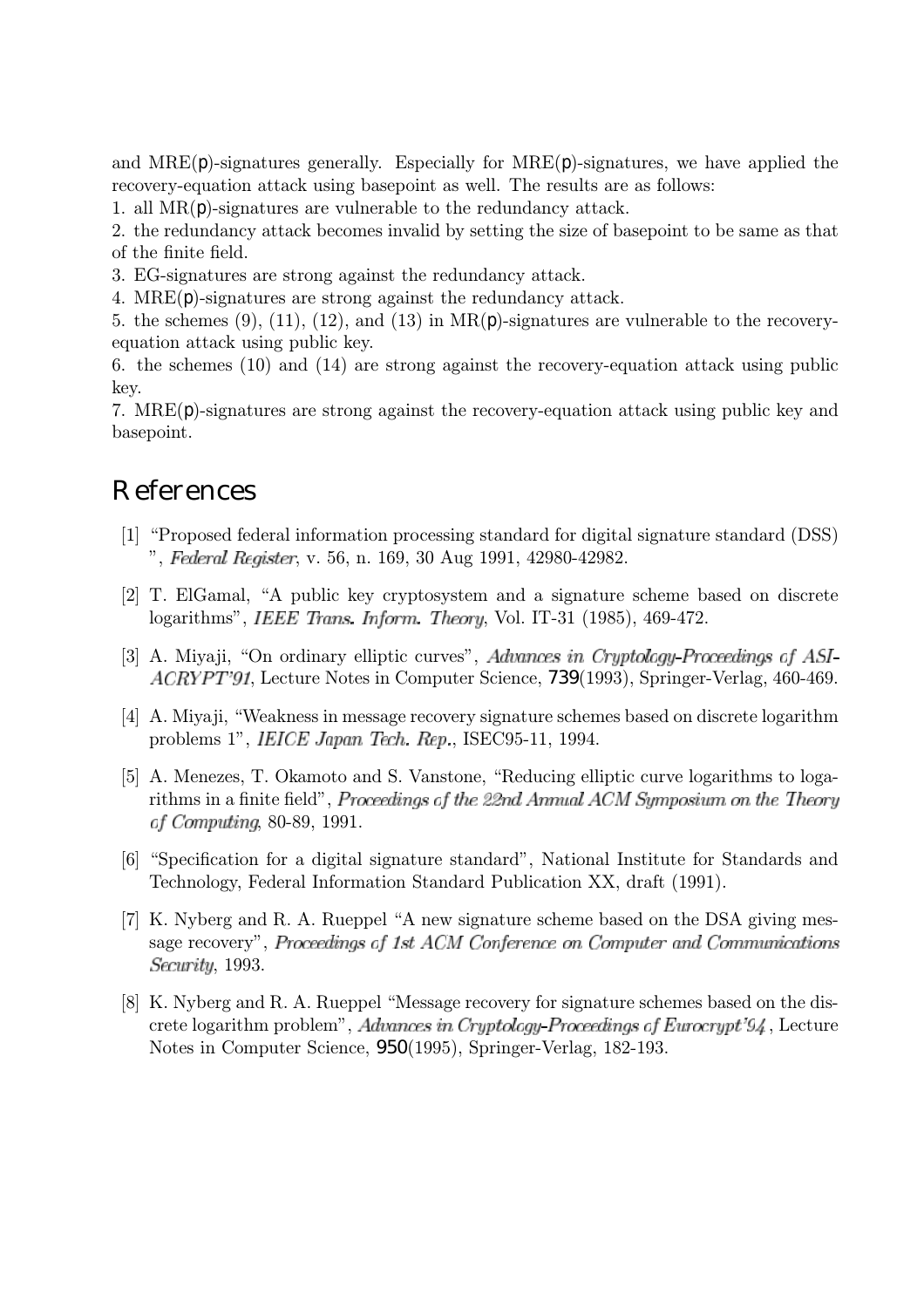and MRE($p$)-signatures generally. Especially for MRE($p$)-signatures, we have applied the recovery-equation attack using basepoint as well. The results are as follows:

1. all MR($p$)-signatures are vulnerable to the redundancy attack.
2. the redundancy attack becomes invalid by setting the size of basepoint to be same as that of the finite field.
3. EG-signatures are strong against the redundancy attack.
4. MRE($p$)-signatures are strong against the redundancy attack.
5. the schemes (9), (11), (12), and (13) in MR($p$)-signatures are vulnerable to the recovery-equation attack using public key.
6. the schemes (10) and (14) are strong against the recovery-equation attack using public key.
7. MRE($p$)-signatures are strong against the recovery-equation attack using public key and basepoint.

# References

[1] "Proposed federal information processing standard for digital signature standard (DSS) ", *Federal Register*, v. 56, n. 169, 30 Aug 1991, 42980-42982.

[2] T. ElGamal, "A public key cryptosystem and a signature scheme based on discrete logarithms", *IEEE Trans. Inform. Theory*, Vol. IT-31 (1985), 469-472.

[3] A. Miyaji, "On ordinary elliptic curves", *Advances in Cryptology-Proceedings of ASIACRYPT'91*, Lecture Notes in Computer Science, **739**(1993), Springer-Verlag, 460-469.

[4] A. Miyaji, "Weakness in message recovery signature schemes based on discrete logarithm problems 1", *IEICE Japan Tech. Rep.*, ISEC95-11, 1994.

[5] A. Menezes, T. Okamoto and S. Vanstone, "Reducing elliptic curve logarithms to logarithms in a finite field", *Proceedings of the 22nd Annual ACM Symposium on the Theory of Computing*, 80-89, 1991.

[6] "Specification for a digital signature standard", National Institute for Standards and Technology, Federal Information Standard Publication XX, draft (1991).

[7] K. Nyberg and R. A. Rueppel "A new signature scheme based on the DSA giving message recovery", *Proceedings of 1st ACM Conference on Computer and Communications Security*, 1993.

[8] K. Nyberg and R. A. Rueppel "Message recovery for signature schemes based on the discrete logarithm problem", *Advances in Cryptology-Proceedings of Eurocrypt'94*, Lecture Notes in Computer Science, **950**(1995), Springer-Verlag, 182-193.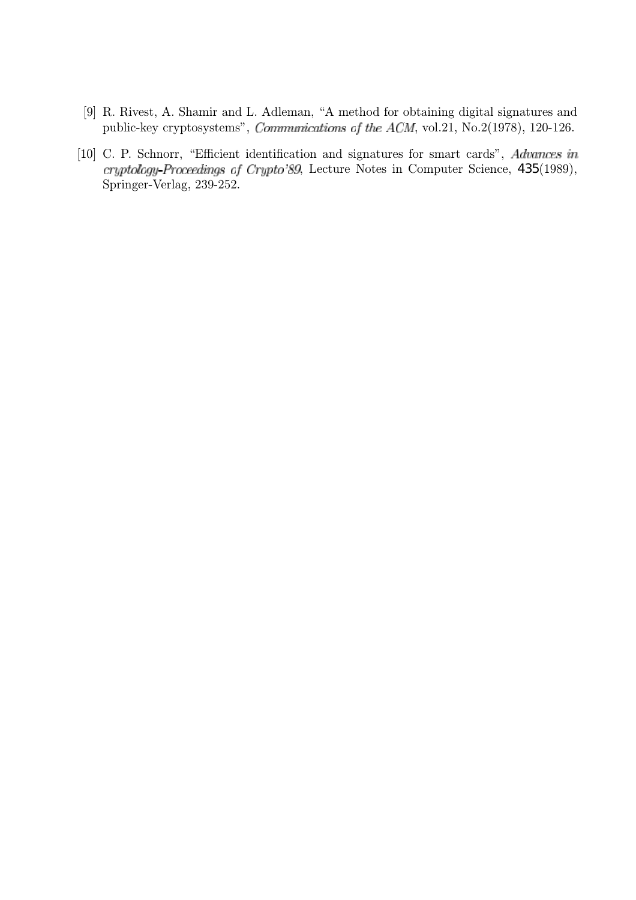[9] R. Rivest, A. Shamir and L. Adleman, "A method for obtaining digital signatures and public-key cryptosystems", *Communications of the ACM*, vol.21, No.2(1978), 120-126.

[10] C. P. Schnorr, "Efficient identification and signatures for smart cards", *Advances in cryptology-Proceedings of Crypto'89*, Lecture Notes in Computer Science, **435**(1989), Springer-Verlag, 239-252.